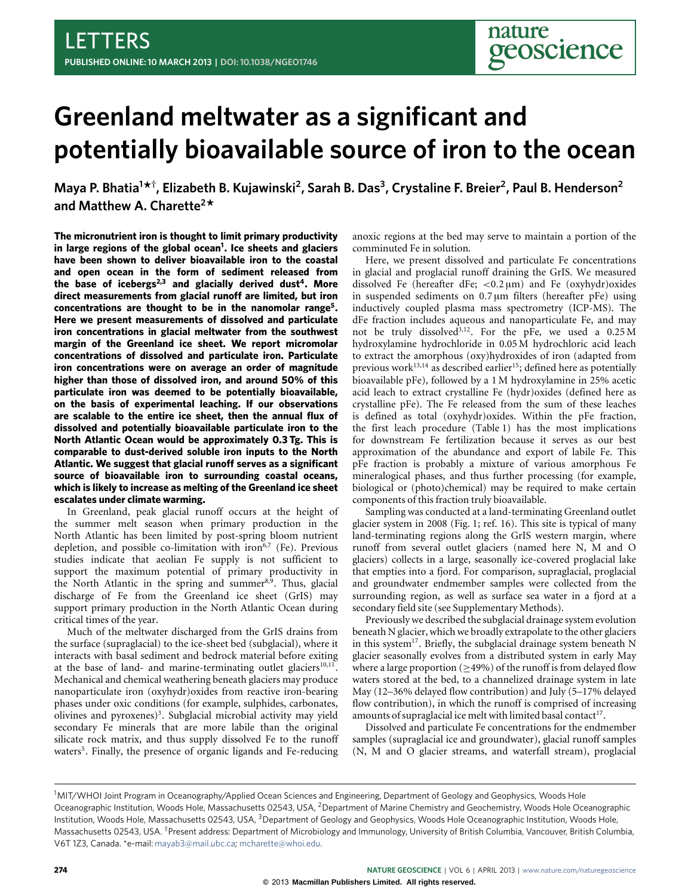LETTERS

# Greenland meltwater as a significant and potentially bioavailable source of iron to the ocean

**Maya P. Bhatia[1*†], Elizabeth B. Kujawinski[2], Sarah B. Das[3], Crystaline F. Breier[2], Paul B. Henderson[2] and Matthew A. Charette[2*]**

**The micronutrient iron is thought to limit primary productivity in large regions of the global ocean[1]. Ice sheets and glaciers have been shown to deliver bioavailable iron to the coastal and open ocean in the form of sediment released from the base of icebergs[2,3] and glacially derived dust[4]. More direct measurements from glacial runoff are limited, but iron concentrations are thought to be in the nanomolar range[5]. Here we present measurements of dissolved and particulate iron concentrations in glacial meltwater from the southwest margin of the Greenland ice sheet. We report micromolar concentrations of dissolved and particulate iron. Particulate iron concentrations were on average an order of magnitude higher than those of dissolved iron, and around 50% of this particulate iron was deemed to be potentially bioavailable, on the basis of experimental leaching. If our observations are scalable to the entire ice sheet, then the annual flux of dissolved and potentially bioavailable particulate iron to the North Atlantic Ocean would be approximately 0.3 Tg. This is comparable to dust-derived soluble iron inputs to the North Atlantic. We suggest that glacial runoff serves as a significant source of bioavailable iron to surrounding coastal oceans, which is likely to increase as melting of the Greenland ice sheet escalates under climate warming.**

In Greenland, peak glacial runoff occurs at the height of the summer melt season when primary production in the North Atlantic has been limited by post-spring bloom nutrient depletion, and possible co-limitation with iron[6,7] (Fe). Previous studies indicate that aeolian Fe supply is not sufficient to support the maximum potential of primary productivity in the North Atlantic in the spring and summer[8,9]. Thus, glacial discharge of Fe from the Greenland ice sheet (GrIS) may support primary production in the North Atlantic Ocean during critical times of the year.

Much of the meltwater discharged from the GrIS drains from the surface (supraglacial) to the ice-sheet bed (subglacial), where it interacts with basal sediment and bedrock material before exiting at the base of land- and marine-terminating outlet glaciers[10,11]. Mechanical and chemical weathering beneath glaciers may produce nanoparticulate iron (oxyhydr)oxides from reactive iron-bearing phases under oxic conditions (for example, sulphides, carbonates, olivines and pyroxenes)[3]. Subglacial microbial activity may yield secondary Fe minerals that are more labile than the original silicate rock matrix, and thus supply dissolved Fe to the runoff waters[5]. Finally, the presence of organic ligands and Fe-reducing anoxic regions at the bed may serve to maintain a portion of the comminuted Fe in solution.

Here, we present dissolved and particulate Fe concentrations in glacial and proglacial runoff draining the GrIS. We measured dissolved Fe (hereafter dFe; <0.2 μm) and Fe (oxyhydr)oxides in suspended sediments on 0.7 μm filters (hereafter pFe) using inductively coupled plasma mass spectrometry (ICP-MS). The dFe fraction includes aqueous and nanoparticulate Fe, and may not be truly dissolved[3,12]. For the pFe, we used a 0.25 M hydroxylamine hydrochloride in 0.05 M hydrochloric acid leach to extract the amorphous (oxy)hydroxides of iron (adapted from previous work[13,14] as described earlier[15]; defined here as potentially bioavailable pFe), followed by a 1 M hydroxylamine in 25% acetic acid leach to extract crystalline Fe (hydr)oxides (defined here as crystalline pFe). The Fe released from the sum of these leaches is defined as total (oxyhydr)oxides. Within the pFe fraction, the first leach procedure (Table 1) has the most implications for downstream Fe fertilization because it serves as our best approximation of the abundance and export of labile Fe. This pFe fraction is probably a mixture of various amorphous Fe mineralogical phases, and thus further processing (for example, biological or (photo)chemical) may be required to make certain components of this fraction truly bioavailable.

Sampling was conducted at a land-terminating Greenland outlet glacier system in 2008 (Fig. 1; ref. 16). This site is typical of many land-terminating regions along the GrIS western margin, where runoff from several outlet glaciers (named here N, M and O glaciers) collects in a large, seasonally ice-covered proglacial lake that empties into a fjord. For comparison, supraglacial, proglacial and groundwater endmember samples were collected from the surrounding region, as well as surface sea water in a fjord at a secondary field site (see Supplementary Methods).

Previously we described the subglacial drainage system evolution beneath N glacier, which we broadly extrapolate to the other glaciers in this system[17]. Briefly, the subglacial drainage system beneath N glacier seasonally evolves from a distributed system in early May where a large proportion (≥49%) of the runoff is from delayed flow waters stored at the bed, to a channelized drainage system in late May (12–36% delayed flow contribution) and July (5–17% delayed flow contribution), in which the runoff is comprised of increasing amounts of supraglacial ice melt with limited basal contact[17].

Dissolved and particulate Fe concentrations for the endmember samples (supraglacial ice and groundwater), glacial runoff samples (N, M and O glacier streams, and waterfall stream), proglacial

---

[1]MIT/WHOI Joint Program in Oceanography/Applied Ocean Sciences and Engineering, Department of Geology and Geophysics, Woods Hole Oceanographic Institution, Woods Hole, Massachusetts 02543, USA, [2]Department of Marine Chemistry and Geochemistry, Woods Hole Oceanographic Institution, Woods Hole, Massachusetts 02543, USA, [3]Department of Geology and Geophysics, Woods Hole Oceanographic Institution, Woods Hole, Massachusetts 02543, USA. [†]Present address: Department of Microbiology and Immunology, University of British Columbia, Vancouver, British Columbia, V6T 1Z3, Canada. *e-mail: mayab3@mail.ubc.ca; mcharette@whoi.edu.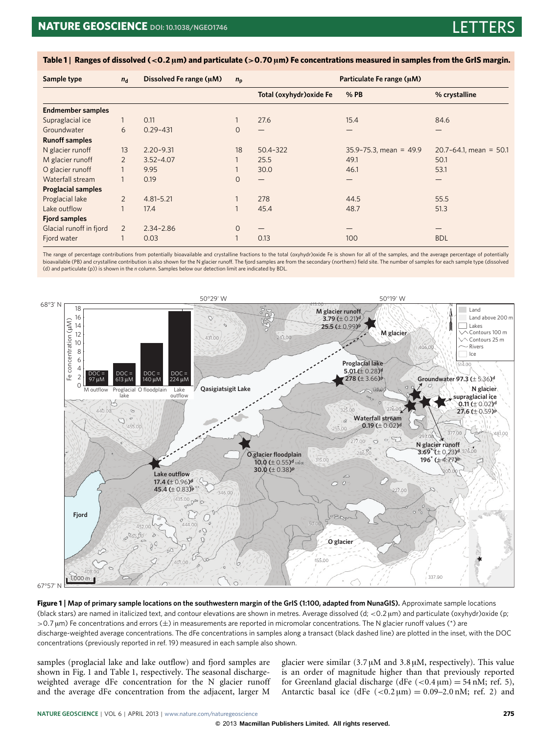**Table 1 | Ranges of dissolved (<0.2 μm) and particulate (>0.70 μm) Fe concentrations measured in samples from the GrIS margin.**

| Sample type | $n_d$ | Dissolved Fe range (μM) | $n_p$ | Particulate Fe range (μM) | | |
|---|---|---|---|---|---|---|
| | | | | Total (oxyhydr)oxide Fe | % PB | % crystalline |
| **Endmember samples** | | | | | | |
| Supraglacial ice | 1 | 0.11 | 1 | 27.6 | 15.4 | 84.6 |
| Groundwater | 6 | 0.29–431 | 0 | — | — | — |
| **Runoff samples** | | | | | | |
| N glacier runoff | 13 | 2.20–9.31 | 18 | 50.4–322 | 35.9–75.3, mean = 49.9 | 20.7–64.1, mean = 50.1 |
| M glacier runoff | 2 | 3.52–4.07 | 1 | 25.5 | 49.1 | 50.1 |
| O glacier runoff | 1 | 9.95 | 1 | 30.0 | 46.1 | 53.1 |
| Waterfall stream | 1 | 0.19 | 0 | — | — | — |
| **Proglacial samples** | | | | | | |
| Proglacial lake | 2 | 4.81–5.21 | 1 | 278 | 44.5 | 55.5 |
| Lake outflow | 1 | 17.4 | 1 | 45.4 | 48.7 | 51.3 |
| **Fjord samples** | | | | | | |
| Glacial runoff in fjord | 2 | 2.34–2.86 | 0 | — | — | — |
| Fjord water | 1 | 0.03 | 1 | 0.13 | 100 | BDL |

The range of percentage contributions from potentially bioavailable and crystalline fractions to the total (oxyhydr)oxide Fe is shown for all of the samples, and the average percentage of potentially bioavailable (PB) and crystalline contribution is also shown for the N glacier runoff. The fjord samples are from the secondary (northern) field site. The number of samples for each sample type (dissolved (d) and particulate (p)) is shown in the *n* column. Samples below our detection limit are indicated by BDL.

**Figure 1 | Map of primary sample locations on the southwestern margin of the GrIS (1:100, adapted from NunaGIS).** Approximate sample locations (black stars) are named in italicized text, and contour elevations are shown in metres. Average dissolved (d; <0.2 μm) and particulate (oxyhydr)oxide (p; >0.7 μm) Fe concentrations and errors (±) in measurements are reported in micromolar concentrations. The N glacier runoff values (*) are discharge-weighted average concentrations. The dFe concentrations in samples along a transact (black dashed line) are plotted in the inset, with the DOC concentrations (previously reported in ref. 19) measured in each sample also shown.

samples (proglacial lake and lake outflow) and fjord samples are shown in Fig. 1 and Table 1, respectively. The seasonal discharge-weighted average dFe concentration for the N glacier runoff and the average dFe concentration from the adjacent, larger M glacier were similar (3.7 μM and 3.8 μM, respectively). This value is an order of magnitude higher than that previously reported for Greenland glacial discharge (dFe (<0.4 μm) = 54 nM; ref. 5), Antarctic basal ice (dFe (<0.2 μm) = 0.09–2.0 nM; ref. 2) and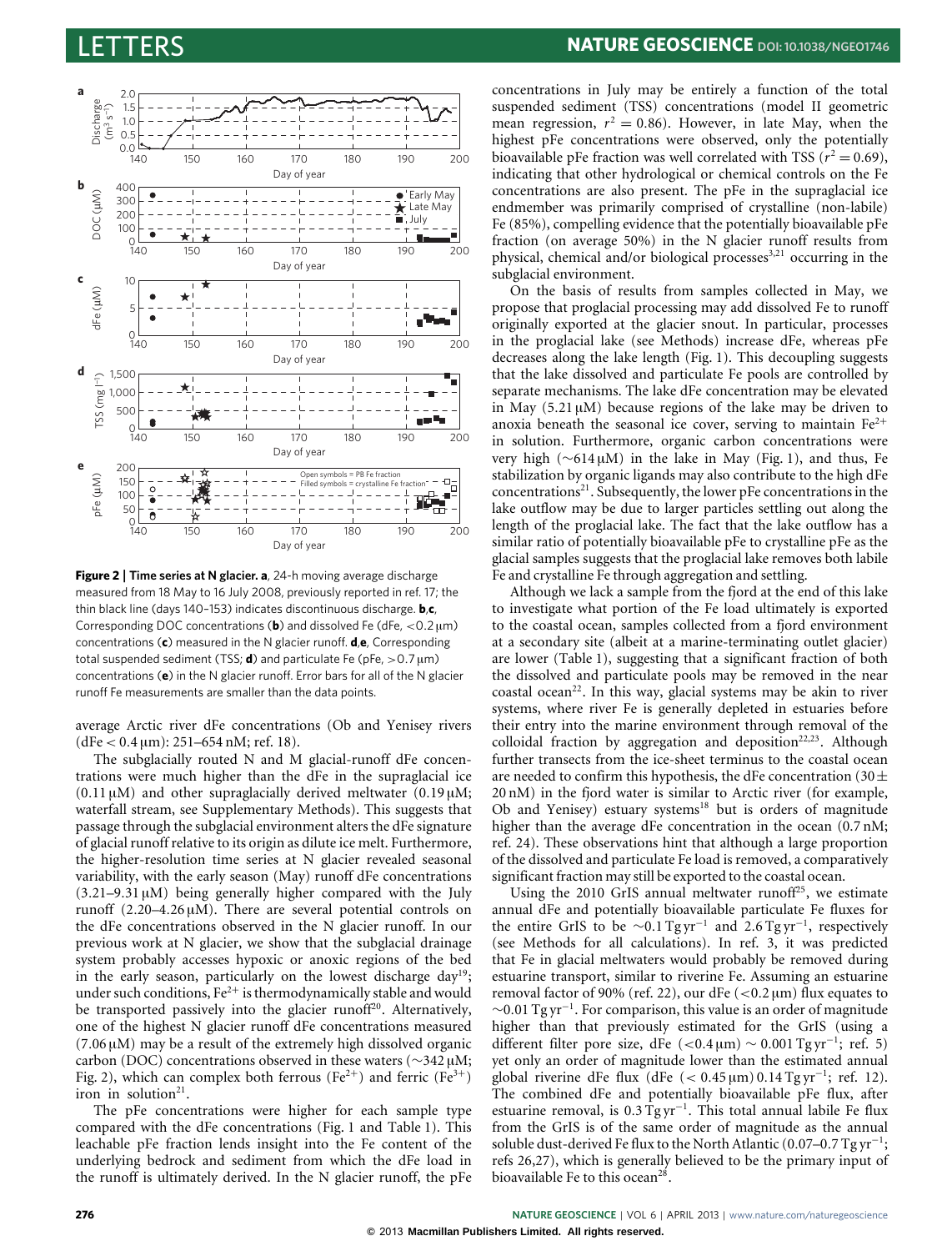**Figure 2 | Time series at N glacier. a**, 24-h moving average discharge measured from 18 May to 16 July 2008, previously reported in ref. 17; the thin black line (days 140–153) indicates discontinuous discharge. **b**,**c**, Corresponding DOC concentrations (**b**) and dissolved Fe (dFe, <0.2 μm) concentrations (**c**) measured in the N glacier runoff. **d**,**e**, Corresponding total suspended sediment (TSS; **d**) and particulate Fe (pFe, >0.7 μm) concentrations (**e**) in the N glacier runoff. Error bars for all of the N glacier runoff Fe measurements are smaller than the data points.

average Arctic river dFe concentrations (Ob and Yenisey rivers (dFe < 0.4 μm): 251–654 nM; ref. 18).

The subglacially routed N and M glacial-runoff dFe concentrations were much higher than the dFe in the supraglacial ice (0.11 μM) and other supraglacially derived meltwater (0.19 μM; waterfall stream, see Supplementary Methods). This suggests that passage through the subglacial environment alters the dFe signature of glacial runoff relative to its origin as dilute ice melt. Furthermore, the higher-resolution time series at N glacier revealed seasonal variability, with the early season (May) runoff dFe concentrations (3.21–9.31 μM) being generally higher compared with the July runoff (2.20–4.26 μM). There are several potential controls on the dFe concentrations observed in the N glacier runoff. In our previous work at N glacier, we show that the subglacial drainage system probably accesses hypoxic or anoxic regions of the bed in the early season, particularly on the lowest discharge day[19]; under such conditions, $Fe^{2+}$ is thermodynamically stable and would be transported passively into the glacier runoff[20]. Alternatively, one of the highest N glacier runoff dFe concentrations measured (7.06 μM) may be a result of the extremely high dissolved organic carbon (DOC) concentrations observed in these waters (∼342 μM; Fig. 2), which can complex both ferrous ($Fe^{2+}$) and ferric ($Fe^{3+}$) iron in solution[21].

The pFe concentrations were higher for each sample type compared with the dFe concentrations (Fig. 1 and Table 1). This leachable pFe fraction lends insight into the Fe content of the underlying bedrock and sediment from which the dFe load in the runoff is ultimately derived. In the N glacier runoff, the pFe concentrations in July may be entirely a function of the total suspended sediment (TSS) concentrations (model II geometric mean regression, $r^2 = 0.86$). However, in late May, when the highest pFe concentrations were observed, only the potentially bioavailable pFe fraction was well correlated with TSS ($r^2 = 0.69$), indicating that other hydrological or chemical controls on the Fe concentrations are also present. The pFe in the supraglacial ice endmember was primarily comprised of crystalline (non-labile) Fe (85%), compelling evidence that the potentially bioavailable pFe fraction (on average 50%) in the N glacier runoff results from physical, chemical and/or biological processes[3,21] occurring in the subglacial environment.

On the basis of results from samples collected in May, we propose that proglacial processing may add dissolved Fe to runoff originally exported at the glacier snout. In particular, processes in the proglacial lake (see Methods) increase dFe, whereas pFe decreases along the lake length (Fig. 1). This decoupling suggests that the lake dissolved and particulate Fe pools are controlled by separate mechanisms. The lake dFe concentration may be elevated in May (5.21 μM) because regions of the lake may be driven to anoxia beneath the seasonal ice cover, serving to maintain $Fe^{2+}$ in solution. Furthermore, organic carbon concentrations were very high (∼614 μM) in the lake in May (Fig. 1), and thus, Fe stabilization by organic ligands may also contribute to the high dFe concentrations[21]. Subsequently, the lower pFe concentrations in the lake outflow may be due to larger particles settling out along the length of the proglacial lake. The fact that the lake outflow has a similar ratio of potentially bioavailable pFe to crystalline pFe as the glacial samples suggests that the proglacial lake removes both labile Fe and crystalline Fe through aggregation and settling.

Although we lack a sample from the fjord at the end of this lake to investigate what portion of the Fe load ultimately is exported to the coastal ocean, samples collected from a fjord environment at a secondary site (albeit at a marine-terminating outlet glacier) are lower (Table 1), suggesting that a significant fraction of both the dissolved and particulate pools may be removed in the near coastal ocean[22]. In this way, glacial systems may be akin to river systems, where river Fe is generally depleted in estuaries before their entry into the marine environment through removal of the colloidal fraction by aggregation and deposition[22,23]. Although further transects from the ice-sheet terminus to the coastal ocean are needed to confirm this hypothesis, the dFe concentration (30 ± 20 nM) in the fjord water is similar to Arctic river (for example, Ob and Yenisey) estuary systems[18] but is orders of magnitude higher than the average dFe concentration in the ocean (0.7 nM; ref. 24). These observations hint that although a large proportion of the dissolved and particulate Fe load is removed, a comparatively significant fraction may still be exported to the coastal ocean.

Using the 2010 GrIS annual meltwater runoff[25], we estimate annual dFe and potentially bioavailable particulate Fe fluxes for the entire GrIS to be ∼0.1 Tg yr$^{-1}$ and 2.6 Tg yr$^{-1}$, respectively (see Methods for all calculations). In ref. 3, it was predicted that Fe in glacial meltwaters would probably be removed during estuarine transport, similar to riverine Fe. Assuming an estuarine removal factor of 90% (ref. 22), our dFe (<0.2 μm) flux equates to ∼0.01 Tg yr$^{-1}$. For comparison, this value is an order of magnitude higher than that previously estimated for the GrIS (using a different filter pore size, dFe (<0.4 μm) ∼ 0.001 Tg yr$^{-1}$; ref. 5) yet only an order of magnitude lower than the estimated annual global riverine dFe flux (dFe (< 0.45 μm) 0.14 Tg yr$^{-1}$; ref. 12). The combined dFe and potentially bioavailable pFe flux, after estuarine removal, is 0.3 Tg yr$^{-1}$. This total annual labile Fe flux from the GrIS is of the same order of magnitude as the annual soluble dust-derived Fe flux to the North Atlantic (0.07–0.7 Tg yr$^{-1}$; refs 26,27), which is generally believed to be the primary input of bioavailable Fe to this ocean[28].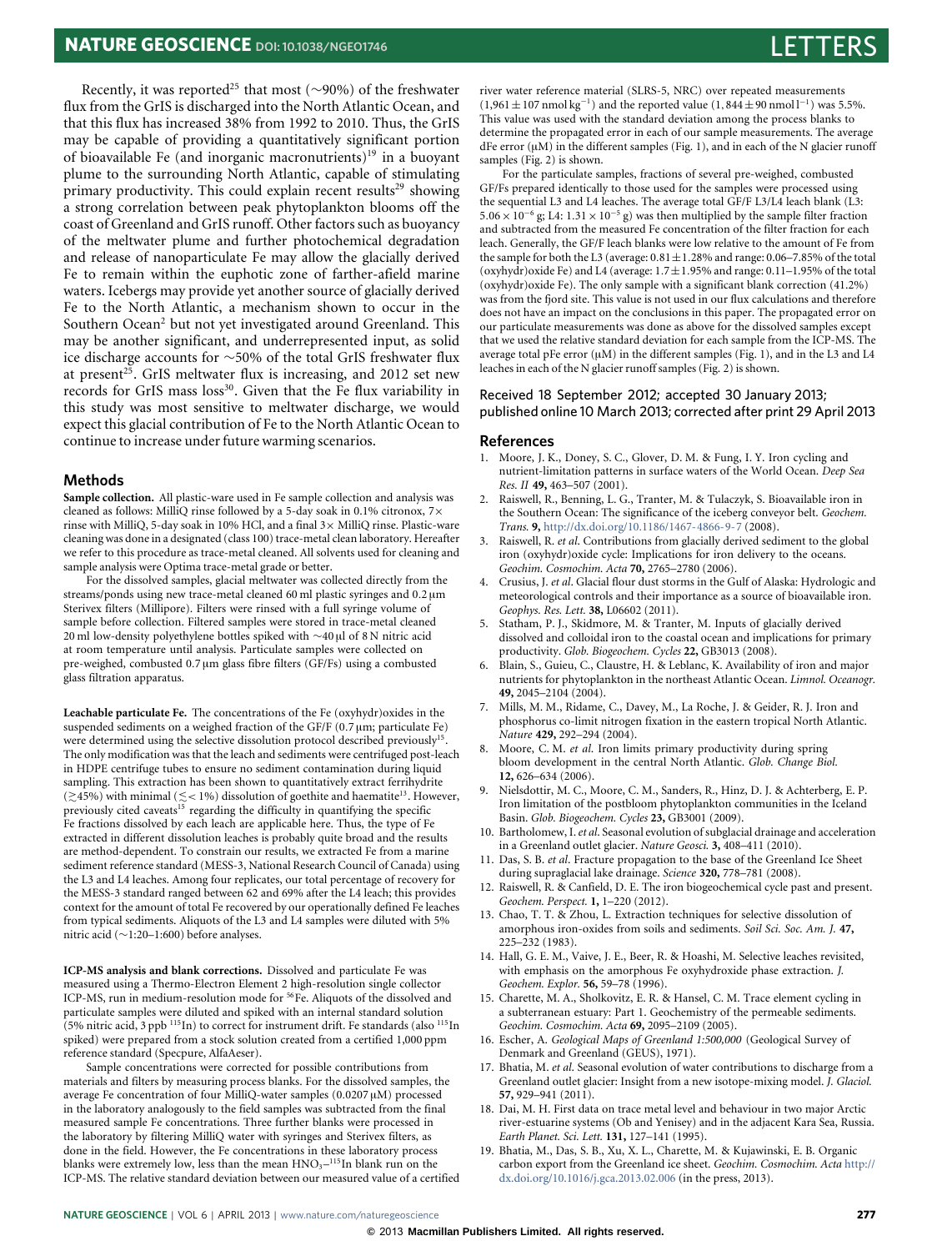Recently, it was reported[25] that most (∼90%) of the freshwater flux from the GrIS is discharged into the North Atlantic Ocean, and that this flux has increased 38% from 1992 to 2010. Thus, the GrIS may be capable of providing a quantitatively significant portion of bioavailable Fe (and inorganic macronutrients)[19] in a buoyant plume to the surrounding North Atlantic, capable of stimulating primary productivity. This could explain recent results[29] showing a strong correlation between peak phytoplankton blooms off the coast of Greenland and GrIS runoff. Other factors such as buoyancy of the meltwater plume and further photochemical degradation and release of nanoparticulate Fe may allow the glacially derived Fe to remain within the euphotic zone of farther-afield marine waters. Icebergs may provide yet another source of glacially derived Fe to the North Atlantic, a mechanism shown to occur in the Southern Ocean[2] but not yet investigated around Greenland. This may be another significant, and underrepresented input, as solid ice discharge accounts for ∼50% of the total GrIS freshwater flux at present[25]. GrIS meltwater flux is increasing, and 2012 set new records for GrIS mass loss[30]. Given that the Fe flux variability in this study was most sensitive to meltwater discharge, we would expect this glacial contribution of Fe to the North Atlantic Ocean to continue to increase under future warming scenarios.

## Methods

**Sample collection.** All plastic-ware used in Fe sample collection and analysis was cleaned as follows: MilliQ rinse followed by a 5-day soak in 0.1% citronox, 7× rinse with MilliQ, 5-day soak in 10% HCl, and a final 3× MilliQ rinse. Plastic-ware cleaning was done in a designated (class 100) trace-metal clean laboratory. Hereafter we refer to this procedure as trace-metal cleaned. All solvents used for cleaning and sample analysis were Optima trace-metal grade or better.

For the dissolved samples, glacial meltwater was collected directly from the streams/ponds using new trace-metal cleaned 60 ml plastic syringes and 0.2 μm Sterivex filters (Millipore). Filters were rinsed with a full syringe volume of sample before collection. Filtered samples were stored in trace-metal cleaned 20 ml low-density polyethylene bottles spiked with ∼40 μl of 8 N nitric acid at room temperature until analysis. Particulate samples were collected on pre-weighed, combusted 0.7 μm glass fibre filters (GF/Fs) using a combusted glass filtration apparatus.

**Leachable particulate Fe.** The concentrations of the Fe (oxyhydr)oxides in the suspended sediments on a weighed fraction of the GF/F (0.7 μm; particulate Fe) were determined using the selective dissolution protocol described previously[15]. The only modification was that the leach and sediments were centrifuged post-leach in HDPE centrifuge tubes to ensure no sediment contamination during liquid sampling. This extraction has been shown to quantitatively extract ferrihydrite ($\gtrsim$45%) with minimal ($\lesssim$< 1%) dissolution of goethite and haematite[13]. However, previously cited caveats[15] regarding the difficulty in quantifying the specific Fe fractions dissolved by each leach are applicable here. Thus, the type of Fe extracted in different dissolution leaches is probably quite broad and the results are method-dependent. To constrain our results, we extracted Fe from a marine sediment reference standard (MESS-3, National Research Council of Canada) using the L3 and L4 leaches. Among four replicates, our total percentage of recovery for the MESS-3 standard ranged between 62 and 69% after the L4 leach; this provides context for the amount of total Fe recovered by our operationally defined Fe leaches from typical sediments. Aliquots of the L3 and L4 samples were diluted with 5% nitric acid (∼1:20–1:600) before analyses.

**ICP-MS analysis and blank corrections.** Dissolved and particulate Fe was measured using a Thermo-Electron Element 2 high-resolution single collector ICP-MS, run in medium-resolution mode for $^{56}$Fe. Aliquots of the dissolved and particulate samples were diluted and spiked with an internal standard solution (5% nitric acid, 3 ppb $^{115}$In) to correct for instrument drift. Fe standards (also $^{115}$In spiked) were prepared from a stock solution created from a certified 1,000 ppm reference standard (Specpure, AlfaAeser).

Sample concentrations were corrected for possible contributions from materials and filters by measuring process blanks. For the dissolved samples, the average Fe concentration of four MilliQ-water samples (0.0207 μM) processed in the laboratory analogously to the field samples was subtracted from the final measured sample Fe concentrations. Three further blanks were processed in the laboratory by filtering MilliQ water with syringes and Sterivex filters, as done in the field. However, the Fe concentrations in these laboratory process blanks were extremely low, less than the mean $HNO_3$–$^{115}$In blank run on the ICP-MS. The relative standard deviation between our measured value of a certified river water reference material (SLRS-5, NRC) over repeated measurements ($1{,}961 \pm 107$ nmol kg$^{-1}$) and the reported value ($1{,}844 \pm 90$ nmol l$^{-1}$) was 5.5%. This value was used with the standard deviation among the process blanks to determine the propagated error in each of our sample measurements. The average dFe error (μM) in the different samples (Fig. 1), and in each of the N glacier runoff samples (Fig. 2) is shown.

For the particulate samples, fractions of several pre-weighed, combusted GF/Fs prepared identically to those used for the samples were processed using the sequential L3 and L4 leaches. The average total GF/F L3/L4 leach blank (L3: $5.06 \times 10^{-6}$ g; L4: $1.31 \times 10^{-5}$ g) was then multiplied by the sample filter fraction and subtracted from the measured Fe concentration of the filter fraction for each leach. Generally, the GF/F leach blanks were low relative to the amount of Fe from the sample for both the L3 (average: $0.81 \pm 1.28$% and range: 0.06–7.85% of the total (oxyhydr)oxide Fe) and L4 (average: $1.7 \pm 1.95$% and range: 0.11–1.95% of the total (oxyhydr)oxide Fe). The only sample with a significant blank correction (41.2%) was from the fjord site. This value is not used in our flux calculations and therefore does not have an impact on the conclusions in this paper. The propagated error on our particulate measurements was done as above for the dissolved samples except that we used the relative standard deviation for each sample from the ICP-MS. The average total pFe error (μM) in the different samples (Fig. 1), and in the L3 and L4 leaches in each of the N glacier runoff samples (Fig. 2) is shown.

Received 18 September 2012; accepted 30 January 2013; published online 10 March 2013; corrected after print 29 April 2013

## References

1. Moore, J. K., Doney, S. C., Glover, D. M. & Fung, I. Y. Iron cycling and nutrient-limitation patterns in surface waters of the World Ocean. *Deep Sea Res. II* **49,** 463–507 (2001).
2. Raiswell, R., Benning, L. G., Tranter, M. & Tulaczyk, S. Bioavailable iron in the Southern Ocean: The significance of the iceberg conveyor belt. *Geochem. Trans.* **9,** http://dx.doi.org/10.1186/1467-4866-9-7 (2008).
3. Raiswell, R. *et al.* Contributions from glacially derived sediment to the global iron (oxyhydr)oxide cycle: Implications for iron delivery to the oceans. *Geochim. Cosmochim. Acta* **70,** 2765–2780 (2006).
4. Crusius, J. *et al.* Glacial flour dust storms in the Gulf of Alaska: Hydrologic and meteorological controls and their importance as a source of bioavailable iron. *Geophys. Res. Lett.* **38,** L06602 (2011).
5. Statham, P. J., Skidmore, M. & Tranter, M. Inputs of glacially derived dissolved and colloidal iron to the coastal ocean and implications for primary productivity. *Glob. Biogeochem. Cycles* **22,** GB3013 (2008).
6. Blain, S., Guieu, C., Claustre, H. & Leblanc, K. Availability of iron and major nutrients for phytoplankton in the northeast Atlantic Ocean. *Limnol. Oceanogr.* **49,** 2045–2104 (2004).
7. Mills, M. M., Ridame, C., Davey, M., La Roche, J. & Geider, R. J. Iron and phosphorus co-limit nitrogen fixation in the eastern tropical North Atlantic. *Nature* **429,** 292–294 (2004).
8. Moore, C. M. *et al.* Iron limits primary productivity during spring bloom development in the central North Atlantic. *Glob. Change Biol.* **12,** 626–634 (2006).
9. Nielsdottir, M. C., Moore, C. M., Sanders, R., Hinz, D. J. & Achterberg, E. P. Iron limitation of the postbloom phytoplankton communities in the Iceland Basin. *Glob. Biogeochem. Cycles* **23,** GB3001 (2009).
10. Bartholomew, I. *et al.* Seasonal evolution of subglacial drainage and acceleration in a Greenland outlet glacier. *Nature Geosci.* **3,** 408–411 (2010).
11. Das, S. B. *et al.* Fracture propagation to the base of the Greenland Ice Sheet during supraglacial lake drainage. *Science* **320,** 778–781 (2008).
12. Raiswell, R. & Canfield, D. E. The iron biogeochemical cycle past and present. *Geochem. Perspect.* **1,** 1–220 (2012).
13. Chao, T. T. & Zhou, L. Extraction techniques for selective dissolution of amorphous iron-oxides from soils and sediments. *Soil Sci. Soc. Am. J.* **47,** 225–232 (1983).
14. Hall, G. E. M., Vaive, J. E., Beer, R. & Hoashi, M. Selective leaches revisited, with emphasis on the amorphous Fe oxyhydroxide phase extraction. *J. Geochem. Explor.* **56,** 59–78 (1996).
15. Charette, M. A., Sholkovitz, E. R. & Hansel, C. M. Trace element cycling in a subterranean estuary: Part 1. Geochemistry of the permeable sediments. *Geochim. Cosmochim. Acta* **69,** 2095–2109 (2005).
16. Escher, A. *Geological Maps of Greenland 1:500,000* (Geological Survey of Denmark and Greenland (GEUS), 1971).
17. Bhatia, M. *et al.* Seasonal evolution of water contributions to discharge from a Greenland outlet glacier: Insight from a new isotope-mixing model. *J. Glaciol.* **57,** 929–941 (2011).
18. Dai, M. H. First data on trace metal level and behaviour in two major Arctic river-estuarine systems (Ob and Yenisey) and in the adjacent Kara Sea, Russia. *Earth Planet. Sci. Lett.* **131,** 127–141 (1995).
19. Bhatia, M., Das, S. B., Xu, X. L., Charette, M. & Kujawinski, E. B. Organic carbon export from the Greenland ice sheet. *Geochim. Cosmochim. Acta* http://dx.doi.org/10.1016/j.gca.2013.02.006 (in the press, 2013).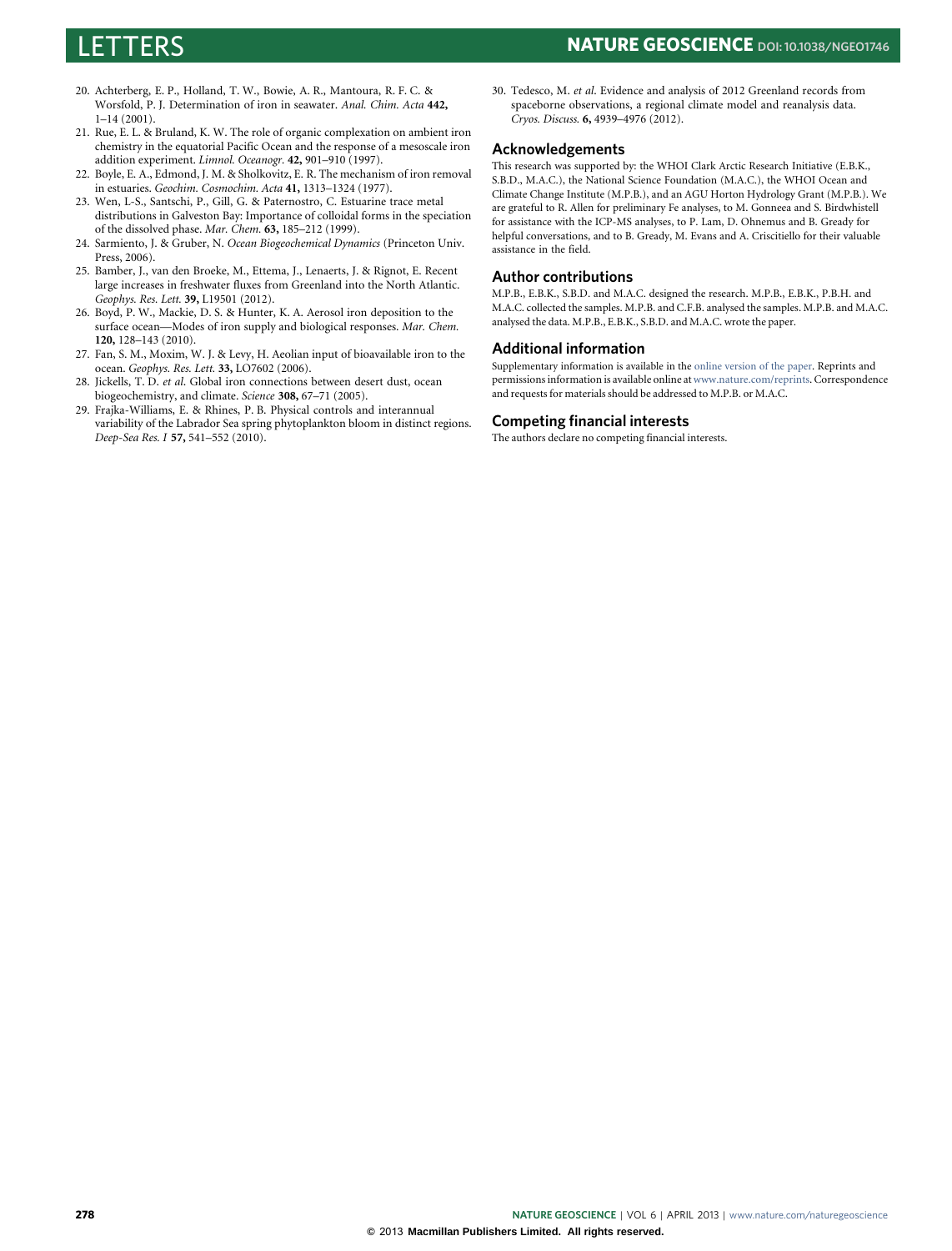20. Achterberg, E. P., Holland, T. W., Bowie, A. R., Mantoura, R. F. C. & Worsfold, P. J. Determination of iron in seawater. *Anal. Chim. Acta* **442,** 1–14 (2001).
21. Rue, E. L. & Bruland, K. W. The role of organic complexation on ambient iron chemistry in the equatorial Pacific Ocean and the response of a mesoscale iron addition experiment. *Limnol. Oceanogr.* **42,** 901–910 (1997).
22. Boyle, E. A., Edmond, J. M. & Sholkovitz, E. R. The mechanism of iron removal in estuaries. *Geochim. Cosmochim. Acta* **41,** 1313–1324 (1977).
23. Wen, L-S., Santschi, P., Gill, G. & Paternostro, C. Estuarine trace metal distributions in Galveston Bay: Importance of colloidal forms in the speciation of the dissolved phase. *Mar. Chem.* **63,** 185–212 (1999).
24. Sarmiento, J. & Gruber, N. *Ocean Biogeochemical Dynamics* (Princeton Univ. Press, 2006).
25. Bamber, J., van den Broeke, M., Ettema, J., Lenaerts, J. & Rignot, E. Recent large increases in freshwater fluxes from Greenland into the North Atlantic. *Geophys. Res. Lett.* **39,** L19501 (2012).
26. Boyd, P. W., Mackie, D. S. & Hunter, K. A. Aerosol iron deposition to the surface ocean—Modes of iron supply and biological responses. *Mar. Chem.* **120,** 128–143 (2010).
27. Fan, S. M., Moxim, W. J. & Levy, H. Aeolian input of bioavailable iron to the ocean. *Geophys. Res. Lett.* **33,** LO7602 (2006).
28. Jickells, T. D. *et al.* Global iron connections between desert dust, ocean biogeochemistry, and climate. *Science* **308,** 67–71 (2005).
29. Frajka-Williams, E. & Rhines, P. B. Physical controls and interannual variability of the Labrador Sea spring phytoplankton bloom in distinct regions. *Deep-Sea Res. I* **57,** 541–552 (2010).
30. Tedesco, M. *et al.* Evidence and analysis of 2012 Greenland records from spaceborne observations, a regional climate model and reanalysis data. *Cryos. Discuss.* **6,** 4939–4976 (2012).

## Acknowledgements

This research was supported by: the WHOI Clark Arctic Research Initiative (E.B.K., S.B.D., M.A.C.), the National Science Foundation (M.A.C.), the WHOI Ocean and Climate Change Institute (M.P.B.), and an AGU Horton Hydrology Grant (M.P.B.). We are grateful to R. Allen for preliminary Fe analyses, to M. Gonneea and S. Birdwhistell for assistance with the ICP-MS analyses, to P. Lam, D. Ohnemus and B. Gready for helpful conversations, and to B. Gready, M. Evans and A. Criscitiello for their valuable assistance in the field.

## Author contributions

M.P.B., E.B.K., S.B.D. and M.A.C. designed the research. M.P.B., E.B.K., P.B.H. and M.A.C. collected the samples. M.P.B. and C.F.B. analysed the samples. M.P.B. and M.A.C. analysed the data. M.P.B., E.B.K., S.B.D. and M.A.C. wrote the paper.

## Additional information

Supplementary information is available in the online version of the paper. Reprints and permissions information is available online at www.nature.com/reprints. Correspondence and requests for materials should be addressed to M.P.B. or M.A.C.

## Competing financial interests

The authors declare no competing financial interests.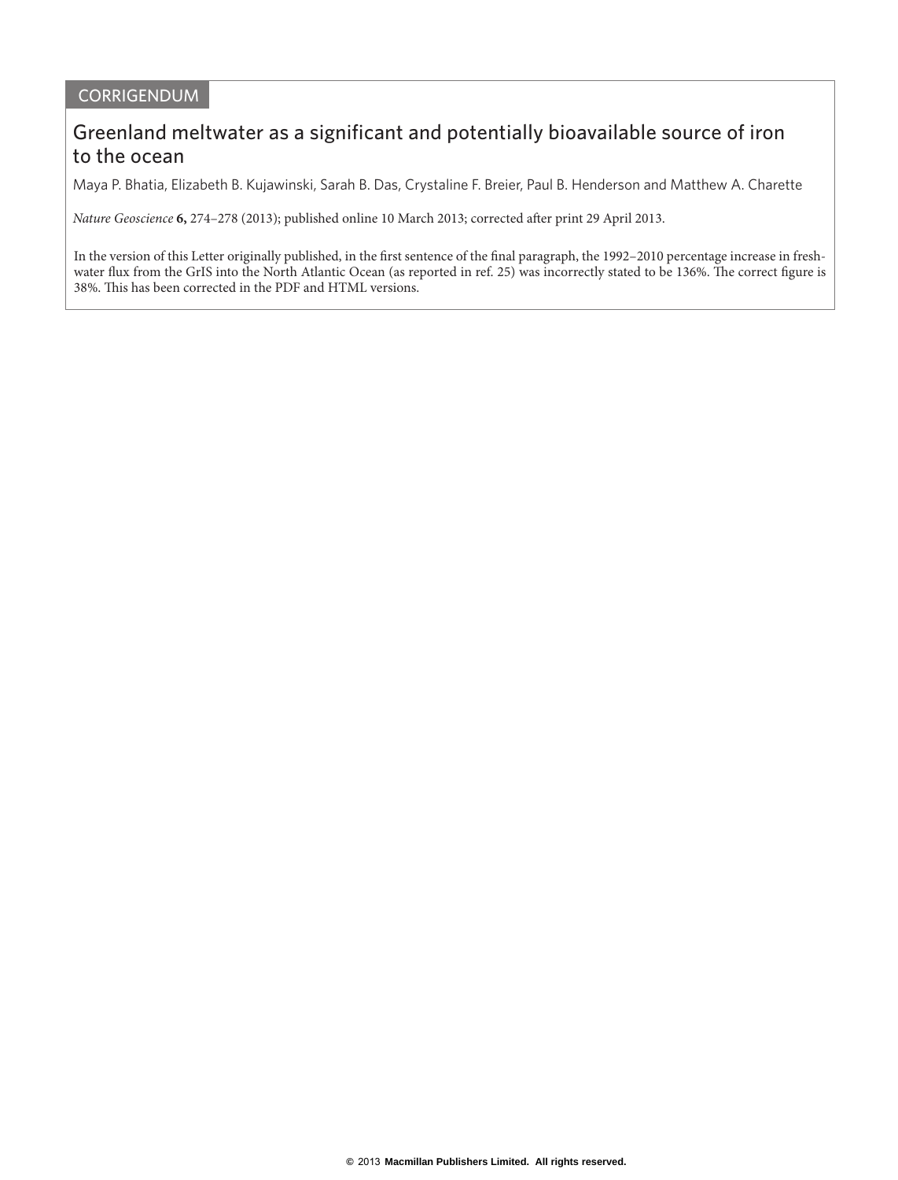CORRIGENDUM

# Greenland meltwater as a significant and potentially bioavailable source of iron to the ocean

Maya P. Bhatia, Elizabeth B. Kujawinski, Sarah B. Das, Crystaline F. Breier, Paul B. Henderson and Matthew A. Charette

*Nature Geoscience* **6,** 274–278 (2013); published online 10 March 2013; corrected after print 29 April 2013.

In the version of this Letter originally published, in the first sentence of the final paragraph, the 1992–2010 percentage increase in freshwater flux from the GrIS into the North Atlantic Ocean (as reported in ref. 25) was incorrectly stated to be 136%. The correct figure is 38%. This has been corrected in the PDF and HTML versions.

© 2013 Macmillan Publishers Limited. All rights reserved.